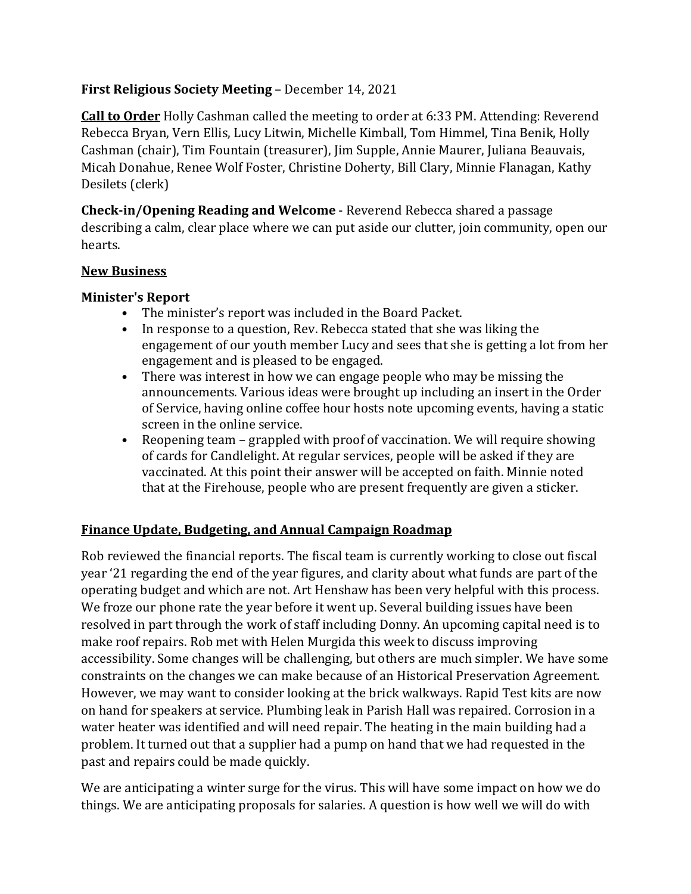**First Religious Society Meeting** – December 14, 2021

**Call to Order** Holly Cashman called the meeting to order at 6:33 PM. Attending: Reverend Rebecca Bryan, Vern Ellis, Lucy Litwin, Michelle Kimball, Tom Himmel, Tina Benik, Holly Cashman (chair), Tim Fountain (treasurer), Jim Supple, Annie Maurer, Juliana Beauvais, Micah Donahue, Renee Wolf Foster, Christine Doherty, Bill Clary, Minnie Flanagan, Kathy Desilets (clerk)

**Check-in/Opening Reading and Welcome** - Reverend Rebecca shared a passage describing a calm, clear place where we can put aside our clutter, join community, open our hearts.

## New Business

### Minister's Report

- The minister's report was included in the Board Packet.
- In response to a question, Rev. Rebecca stated that she was liking the engagement of our youth member Lucy and sees that she is getting a lot from her engagement and is pleased to be engaged.
- There was interest in how we can engage people who may be missing the announcements. Various ideas were brought up including an insert in the Order of Service, having online coffee hour hosts note upcoming events, having a static screen in the online service.
- Reopening team – grappled with proof of vaccination. We will require showing of cards for Candlelight. At regular services, people will be asked if they are vaccinated. At this point their answer will be accepted on faith. Minnie noted that at the Firehouse, people who are present frequently are given a sticker.

## Finance Update, Budgeting, and Annual Campaign Roadmap

Rob reviewed the financial reports. The fiscal team is currently working to close out fiscal year '21 regarding the end of the year figures, and clarity about what funds are part of the operating budget and which are not. Art Henshaw has been very helpful with this process. We froze our phone rate the year before it went up. Several building issues have been resolved in part through the work of staff including Donny. An upcoming capital need is to make roof repairs. Rob met with Helen Murgida this week to discuss improving accessibility. Some changes will be challenging, but others are much simpler. We have some constraints on the changes we can make because of an Historical Preservation Agreement. However, we may want to consider looking at the brick walkways. Rapid Test kits are now on hand for speakers at service. Plumbing leak in Parish Hall was repaired. Corrosion in a water heater was identified and will need repair. The heating in the main building had a problem. It turned out that a supplier had a pump on hand that we had requested in the past and repairs could be made quickly.

We are anticipating a winter surge for the virus. This will have some impact on how we do things. We are anticipating proposals for salaries. A question is how well we will do with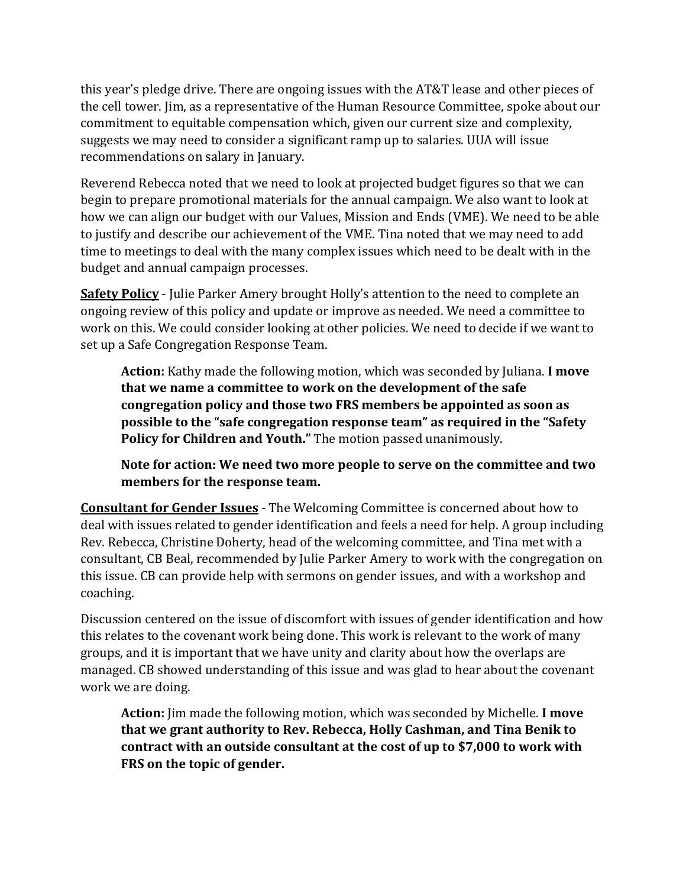this year's pledge drive. There are ongoing issues with the AT&T lease and other pieces of the cell tower. Jim, as a representative of the Human Resource Committee, spoke about our commitment to equitable compensation which, given our current size and complexity, suggests we may need to consider a significant ramp up to salaries. UUA will issue recommendations on salary in January.

Reverend Rebecca noted that we need to look at projected budget figures so that we can begin to prepare promotional materials for the annual campaign. We also want to look at how we can align our budget with our Values, Mission and Ends (VME). We need to be able to justify and describe our achievement of the VME. Tina noted that we may need to add time to meetings to deal with the many complex issues which need to be dealt with in the budget and annual campaign processes.

**Safety Policy** - Julie Parker Amery brought Holly's attention to the need to complete an ongoing review of this policy and update or improve as needed. We need a committee to work on this. We could consider looking at other policies. We need to decide if we want to set up a Safe Congregation Response Team.

> **Action:** Kathy made the following motion, which was seconded by Juliana. **I move that we name a committee to work on the development of the safe congregation policy and those two FRS members be appointed as soon as possible to the "safe congregation response team" as required in the "Safety Policy for Children and Youth."** The motion passed unanimously.
>
> **Note for action: We need two more people to serve on the committee and two members for the response team.**

**Consultant for Gender Issues** - The Welcoming Committee is concerned about how to deal with issues related to gender identification and feels a need for help. A group including Rev. Rebecca, Christine Doherty, head of the welcoming committee, and Tina met with a consultant, CB Beal, recommended by Julie Parker Amery to work with the congregation on this issue. CB can provide help with sermons on gender issues, and with a workshop and coaching.

Discussion centered on the issue of discomfort with issues of gender identification and how this relates to the covenant work being done. This work is relevant to the work of many groups, and it is important that we have unity and clarity about how the overlaps are managed. CB showed understanding of this issue and was glad to hear about the covenant work we are doing.

> **Action:** Jim made the following motion, which was seconded by Michelle. **I move that we grant authority to Rev. Rebecca, Holly Cashman, and Tina Benik to contract with an outside consultant at the cost of up to $7,000 to work with FRS on the topic of gender.**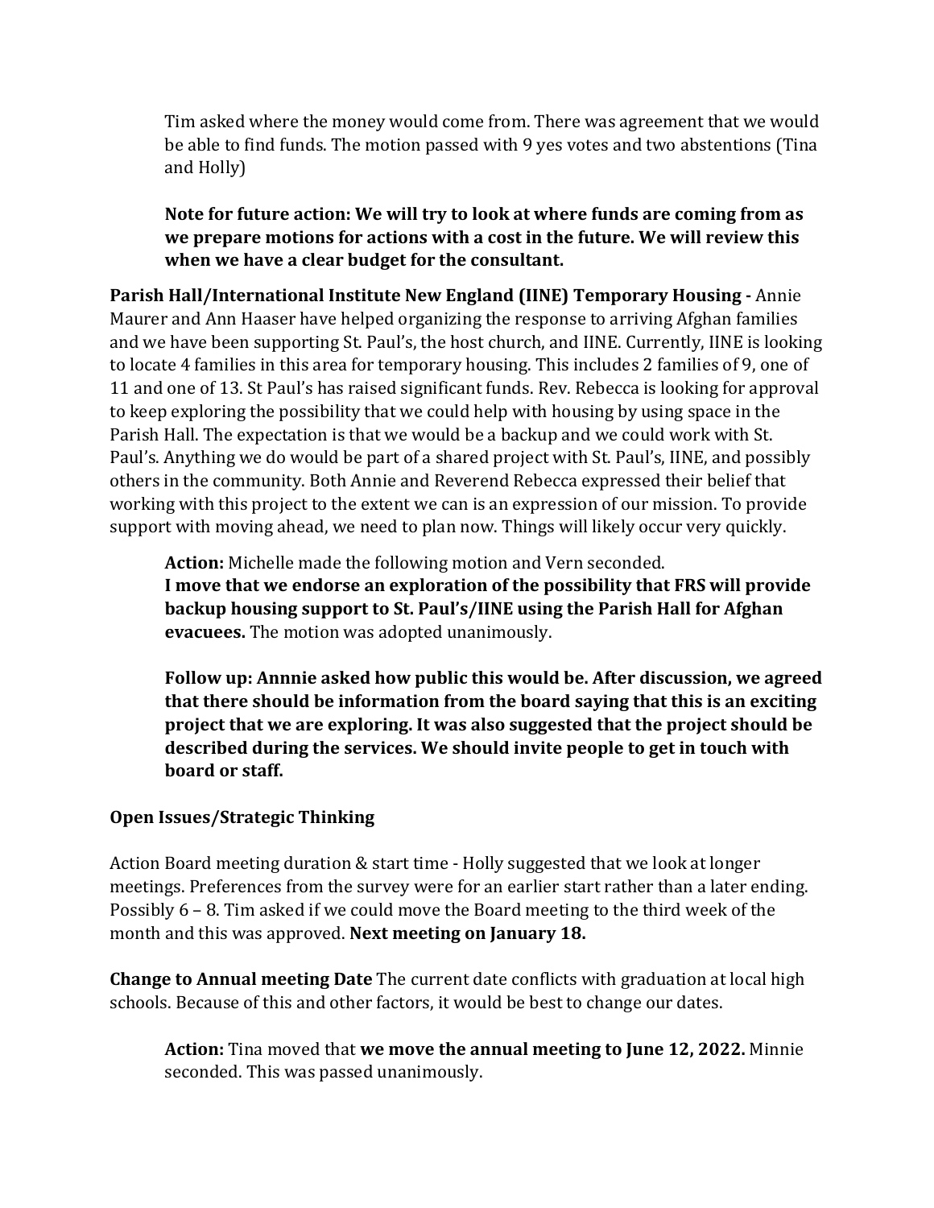Tim asked where the money would come from. There was agreement that we would be able to find funds. The motion passed with 9 yes votes and two abstentions (Tina and Holly)

**Note for future action: We will try to look at where funds are coming from as we prepare motions for actions with a cost in the future. We will review this when we have a clear budget for the consultant.**

**Parish Hall/International Institute New England (IINE) Temporary Housing -** Annie Maurer and Ann Haaser have helped organizing the response to arriving Afghan families and we have been supporting St. Paul's, the host church, and IINE. Currently, IINE is looking to locate 4 families in this area for temporary housing. This includes 2 families of 9, one of 11 and one of 13. St Paul's has raised significant funds. Rev. Rebecca is looking for approval to keep exploring the possibility that we could help with housing by using space in the Parish Hall. The expectation is that we would be a backup and we could work with St. Paul's. Anything we do would be part of a shared project with St. Paul's, IINE, and possibly others in the community. Both Annie and Reverend Rebecca expressed their belief that working with this project to the extent we can is an expression of our mission. To provide support with moving ahead, we need to plan now. Things will likely occur very quickly.

**Action:** Michelle made the following motion and Vern seconded.
**I move that we endorse an exploration of the possibility that FRS will provide backup housing support to St. Paul's/IINE using the Parish Hall for Afghan evacuees.** The motion was adopted unanimously.

**Follow up: Annnie asked how public this would be. After discussion, we agreed that there should be information from the board saying that this is an exciting project that we are exploring. It was also suggested that the project should be described during the services. We should invite people to get in touch with board or staff.**

**Open Issues/Strategic Thinking**

Action Board meeting duration & start time - Holly suggested that we look at longer meetings. Preferences from the survey were for an earlier start rather than a later ending. Possibly 6 – 8. Tim asked if we could move the Board meeting to the third week of the month and this was approved. **Next meeting on January 18.**

**Change to Annual meeting Date** The current date conflicts with graduation at local high schools. Because of this and other factors, it would be best to change our dates.

**Action:** Tina moved that **we move the annual meeting to June 12, 2022.** Minnie seconded. This was passed unanimously.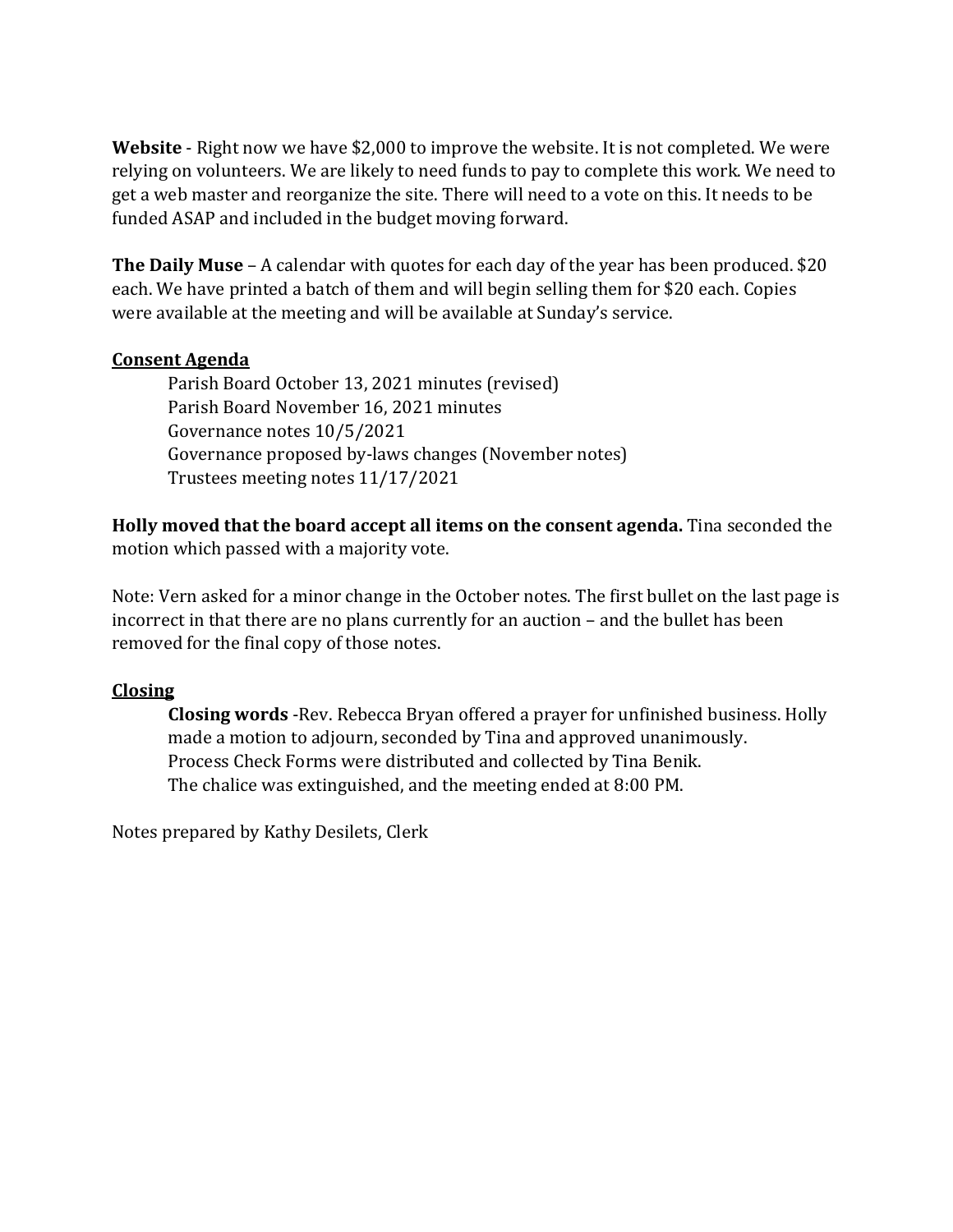**Website** - Right now we have $2,000 to improve the website. It is not completed. We were relying on volunteers. We are likely to need funds to pay to complete this work. We need to get a web master and reorganize the site. There will need to a vote on this. It needs to be funded ASAP and included in the budget moving forward.

**The Daily Muse** – A calendar with quotes for each day of the year has been produced. $20 each. We have printed a batch of them and will begin selling them for $20 each. Copies were available at the meeting and will be available at Sunday's service.

**Consent Agenda**

Parish Board October 13, 2021 minutes (revised)
Parish Board November 16, 2021 minutes
Governance notes 10/5/2021
Governance proposed by-laws changes (November notes)
Trustees meeting notes 11/17/2021

**Holly moved that the board accept all items on the consent agenda.** Tina seconded the motion which passed with a majority vote.

Note: Vern asked for a minor change in the October notes. The first bullet on the last page is incorrect in that there are no plans currently for an auction – and the bullet has been removed for the final copy of those notes.

**Closing**

**Closing words** -Rev. Rebecca Bryan offered a prayer for unfinished business. Holly made a motion to adjourn, seconded by Tina and approved unanimously.
Process Check Forms were distributed and collected by Tina Benik.
The chalice was extinguished, and the meeting ended at 8:00 PM.

Notes prepared by Kathy Desilets, Clerk